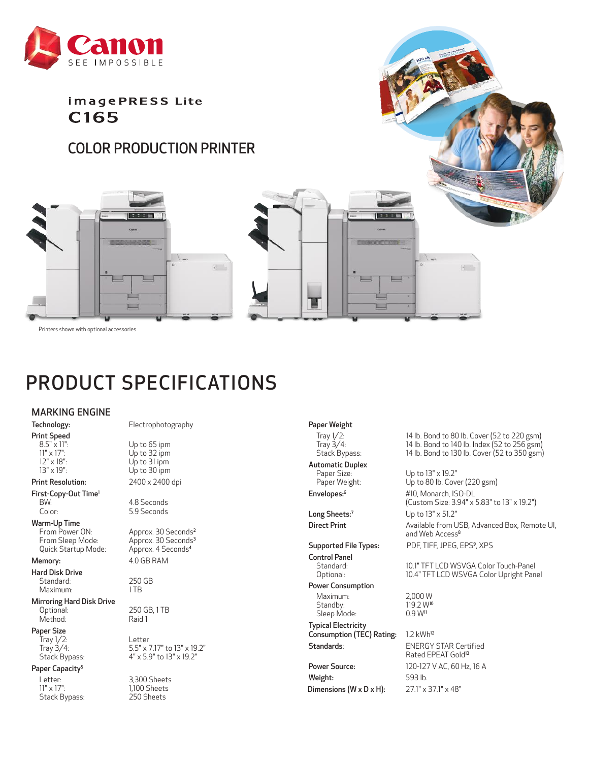Canon
SEE IMPOSSIBLE

# imagePRESS Lite C165

## COLOR PRODUCTION PRINTER

Printers shown with optional accessories.

# PRODUCT SPECIFICATIONS

## MARKING ENGINE

**Technology:** Electrophotography

**Print Speed**
- 8.5" x 11": Up to 65 ipm
- 11" x 17": Up to 32 ipm
- 12" x 18": Up to 31 ipm
- 13" x 19": Up to 30 ipm

**Print Resolution:** 2400 x 2400 dpi

**First-Copy-Out Time**[1]
- BW: 4.8 Seconds
- Color: 5.9 Seconds

**Warm-Up Time**
- From Power ON: Approx. 30 Seconds[2]
- From Sleep Mode: Approx. 30 Seconds[3]
- Quick Startup Mode: Approx. 4 Seconds[4]

**Memory:** 4.0 GB RAM

**Hard Disk Drive**
- Standard: 250 GB
- Maximum: 1 TB

**Mirroring Hard Disk Drive**
- Optional: 250 GB, 1 TB
- Method: Raid 1

**Paper Size**
- Tray 1/2: Letter
- Tray 3/4: 5.5" x 7.17" to 13" x 19.2"
- Stack Bypass: 4" x 5.9" to 13" x 19.2"

**Paper Capacity**[5]
- Letter: 3,300 Sheets
- 11" x 17": 1,100 Sheets
- Stack Bypass: 250 Sheets

**Paper Weight**
- Tray 1/2: 14 lb. Bond to 80 lb. Cover (52 to 220 gsm)
- Tray 3/4: 14 lb. Bond to 140 lb. Index (52 to 256 gsm)
- Stack Bypass: 14 lb. Bond to 130 lb. Cover (52 to 350 gsm)

**Automatic Duplex**
- Paper Size: Up to 13" x 19.2"
- Paper Weight: Up to 80 lb. Cover (220 gsm)

**Envelopes:**[6] #10, Monarch, ISO-DL (Custom Size: 3.94" x 5.83" to 13" x 19.2")

**Long Sheets:**[7] Up to 13" x 51.2"

**Direct Print** Available from USB, Advanced Box, Remote UI, and Web Access[8]

**Supported File Types:** PDF, TIFF, JPEG, EPS[9], XPS

**Control Panel**
- Standard: 10.1" TFT LCD WSVGA Color Touch-Panel
- Optional: 10.4" TFT LCD WSVGA Color Upright Panel

**Power Consumption**
- Maximum: 2,000 W
- Standby: 119.2 W[10]
- Sleep Mode: 0.9 W[11]

**Typical Electricity Consumption (TEC) Rating:** 1.2 kWh[12]

**Standards:** ENERGY STAR Certified, Rated EPEAT Gold[13]

**Power Source:** 120-127 V AC, 60 Hz, 16 A

**Weight:** 593 lb.

**Dimensions (W x D x H):** 27.1" x 37.1" x 48"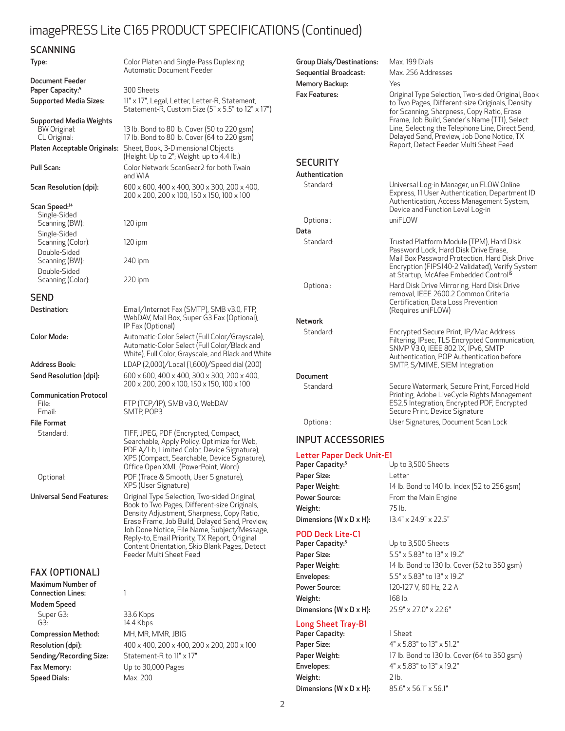# imagePRESS Lite C165 PRODUCT SPECIFICATIONS (Continued)

## SCANNING

**Type:** Color Platen and Single-Pass Duplexing Automatic Document Feeder

**Document Feeder Paper Capacity:**[5] 300 Sheets

**Supported Media Sizes:** 11" x 17", Legal, Letter, Letter-R, Statement, Statement-R, Custom Size (5" x 5.5" to 12" x 17")

**Supported Media Weights**
- BW Original: 13 lb. Bond to 80 lb. Cover (50 to 220 gsm)
- CL Original: 17 lb. Bond to 80 lb. Cover (64 to 220 gsm)

**Platen Acceptable Originals:** Sheet, Book, 3-Dimensional Objects (Height: Up to 2"; Weight: up to 4.4 lb.)

**Pull Scan:** Color Network ScanGear2 for both Twain and WIA

**Scan Resolution (dpi):** 600 x 600, 400 x 400, 300 x 300, 200 x 400, 200 x 200, 200 x 100, 150 x 150, 100 x 100

**Scan Speed:**[14]
- Single-Sided Scanning (BW): 120 ipm
- Single-Sided Scanning (Color): 120 ipm
- Double-Sided Scanning (BW): 240 ipm
- Double-Sided Scanning (Color): 220 ipm

## SEND

**Destination:** Email/Internet Fax (SMTP), SMB v3.0, FTP, WebDAV, Mail Box, Super G3 Fax (Optional), IP Fax (Optional)

**Color Mode:** Automatic-Color Select (Full Color/Grayscale), Automatic-Color Select (Full Color/Black and White), Full Color, Grayscale, and Black and White

**Address Book:** LDAP (2,000)/Local (1,600)/Speed dial (200)

**Send Resolution (dpi):** 600 x 600, 400 x 400, 300 x 300, 200 x 400, 200 x 200, 200 x 100, 150 x 150, 100 x 100

**Communication Protocol**
- File: FTP (TCP/IP), SMB v3.0, WebDAV
- Email: SMTP, POP3

**File Format**
- Standard: TIFF, JPEG, PDF (Encrypted, Compact, Searchable, Apply Policy, Optimize for Web, PDF A/1-b, Limited Color, Device Signature), XPS (Compact, Searchable, Device Signature), Office Open XML (PowerPoint, Word)
- Optional: PDF (Trace & Smooth, User Signature), XPS (User Signature)

**Universal Send Features:** Original Type Selection, Two-sided Original, Book to Two Pages, Different-size Originals, Density Adjustment, Sharpness, Copy Ratio, Erase Frame, Job Build, Delayed Send, Preview, Job Done Notice, File Name, Subject/Message, Reply-to, Email Priority, TX Report, Original Content Orientation, Skip Blank Pages, Detect Feeder Multi Sheet Feed

## FAX (OPTIONAL)

**Maximum Number of Connection Lines:** 1

**Modem Speed**
- Super G3: 33.6 Kbps
- G3: 14.4 Kbps

**Compression Method:** MH, MR, MMR, JBIG

**Resolution (dpi):** 400 x 400, 200 x 400, 200 x 200, 200 x 100

**Sending/Recording Size:** Statement-R to 11" x 17"

**Fax Memory:** Up to 30,000 Pages

**Speed Dials:** Max. 200

**Group Dials/Destinations:** Max. 199 Dials

**Sequential Broadcast:** Max. 256 Addresses

**Memory Backup:** Yes

**Fax Features:** Original Type Selection, Two-sided Original, Book to Two Pages, Different-size Originals, Density for Scanning, Sharpness, Copy Ratio, Erase Frame, Job Build, Sender's Name (TTI), Select Line, Selecting the Telephone Line, Direct Send, Delayed Send, Preview, Job Done Notice, TX Report, Detect Feeder Multi Sheet Feed

## SECURITY

**Authentication**
- Standard: Universal Log-in Manager, uniFLOW Online Express, 11 User Authentication, Department ID Authentication, Access Management System, Device and Function Level Log-in
- Optional: uniFLOW

**Data**
- Standard: Trusted Platform Module (TPM), Hard Disk Password Lock, Hard Disk Drive Erase, Mail Box Password Protection, Hard Disk Drive Encryption (FIPS140-2 Validated), Verify System at Startup, McAfee Embedded Control[15]
- Optional: Hard Disk Drive Mirroring, Hard Disk Drive removal, IEEE 2600.2 Common Criteria Certification, Data Loss Prevention (Requires uniFLOW)

**Network**
- Standard: Encrypted Secure Print, IP/Mac Address Filtering, IPsec, TLS Encrypted Communication, SNMP V3.0, IEEE 802.1X, IPv6, SMTP Authentication, POP Authentication before SMTP, S/MIME, SIEM Integration

**Document**
- Standard: Secure Watermark, Secure Print, Forced Hold Printing, Adobe LiveCycle Rights Management ES2.5 Integration, Encrypted PDF, Encrypted Secure Print, Device Signature
- Optional: User Signatures, Document Scan Lock

## INPUT ACCESSORIES

### Letter Paper Deck Unit-E1

**Paper Capacity:**[5] Up to 3,500 Sheets

**Paper Size:** Letter

**Paper Weight:** 14 lb. Bond to 140 lb. Index (52 to 256 gsm)

**Power Source:** From the Main Engine

**Weight:** 75 lb.

**Dimensions (W x D x H):** 13.4" x 24.9" x 22.5"

### POD Deck Lite-C1

**Paper Capacity:**[5] Up to 3,500 Sheets

**Paper Size:** 5.5" x 5.83" to 13" x 19.2"

**Paper Weight:** 14 lb. Bond to 130 lb. Cover (52 to 350 gsm)

**Envelopes:** 5.5" x 5.83" to 13" x 19.2"

**Power Source:** 120-127 V, 60 Hz, 2.2 A

**Weight:** 168 lb.

**Dimensions (W x D x H):** 25.9" x 27.0" x 22.6"

### Long Sheet Tray-B1

**Paper Capacity:** 1 Sheet

**Paper Size:** 4" x 5.83" to 13" x 51.2"

**Paper Weight:** 17 lb. Bond to 130 lb. Cover (64 to 350 gsm)

**Envelopes:** 4" x 5.83" to 13" x 19.2"

**Weight:** 2 lb.

**Dimensions (W x D x H):** 85.6" x 56.1" x 56.1"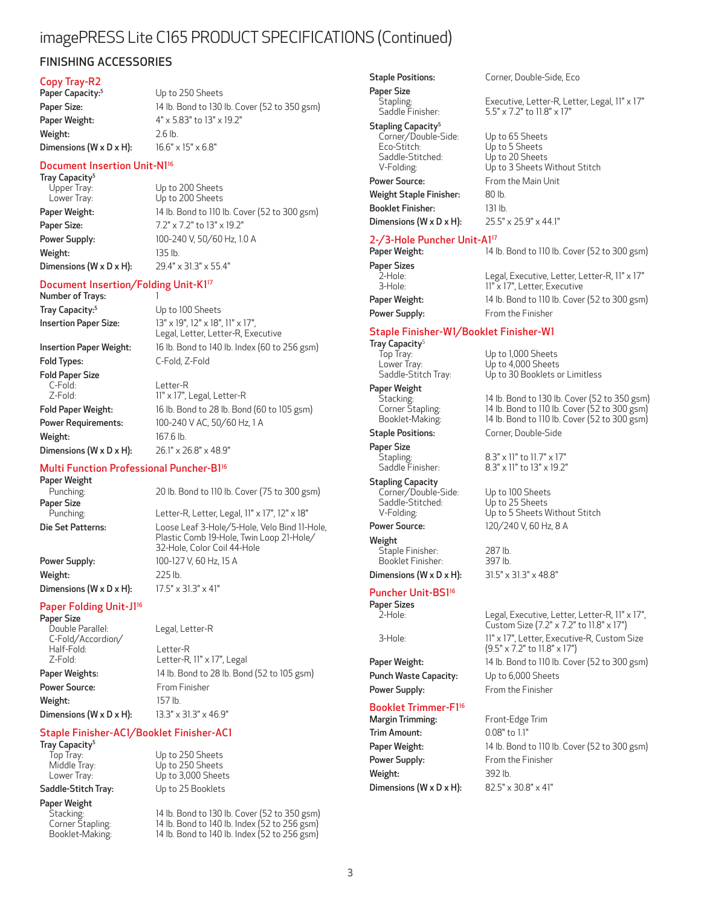# imagePRESS Lite C165 PRODUCT SPECIFICATIONS (Continued)

## FINISHING ACCESSORIES

### Copy Tray-R2

**Paper Capacity:**[5] Up to 250 Sheets
**Paper Size:** 14 lb. Bond to 130 lb. Cover (52 to 350 gsm)
**Paper Weight:** 4" x 5.83" to 13" x 19.2"
**Weight:** 2.6 lb.
**Dimensions (W x D x H):** 16.6" x 15" x 6.8"

### Document Insertion Unit-N1[16]

**Tray Capacity**[5]
- Upper Tray: Up to 200 Sheets
- Lower Tray: Up to 200 Sheets

**Paper Weight:** 14 lb. Bond to 110 lb. Cover (52 to 300 gsm)
**Paper Size:** 7.2" x 7.2" to 13" x 19.2"
**Power Supply:** 100-240 V, 50/60 Hz, 1.0 A
**Weight:** 135 lb.
**Dimensions (W x D x H):** 29.4" x 31.3" x 55.4"

### Document Insertion/Folding Unit-K1[17]

**Number of Trays:** 1
**Tray Capacity:**[5] Up to 100 Sheets
**Insertion Paper Size:** 13" x 19", 12" x 18", 11" x 17", Legal, Letter, Letter-R, Executive
**Insertion Paper Weight:** 16 lb. Bond to 140 lb. Index (60 to 256 gsm)
**Fold Types:** C-Fold, Z-Fold

**Fold Paper Size**
- C-Fold: Letter-R
- Z-Fold: 11" x 17", Legal, Letter-R

**Fold Paper Weight:** 16 lb. Bond to 28 lb. Bond (60 to 105 gsm)
**Power Requirements:** 100-240 V AC, 50/60 Hz, 1 A
**Weight:** 167.6 lb.
**Dimensions (W x D x H):** 26.1" x 26.8" x 48.9"

### Multi Function Professional Puncher-B1[16]

**Paper Weight**
- Punching: 20 lb. Bond to 110 lb. Cover (75 to 300 gsm)

**Paper Size**
- Punching: Letter-R, Letter, Legal, 11" x 17", 12" x 18"

**Die Set Patterns:** Loose Leaf 3-Hole/5-Hole, Velo Bind 11-Hole, Plastic Comb 19-Hole, Twin Loop 21-Hole/32-Hole, Color Coil 44-Hole
**Power Supply:** 100-127 V, 60 Hz, 15 A
**Weight:** 225 lb.
**Dimensions (W x D x H):** 17.5" x 31.3" x 41"

### Paper Folding Unit-J1[16]

**Paper Size**
- Double Parallel: Legal, Letter-R
- C-Fold/Accordion/Half-Fold: Letter-R
- Z-Fold: Letter-R, 11" x 17", Legal

**Paper Weights:** 14 lb. Bond to 28 lb. Bond (52 to 105 gsm)
**Power Source:** From Finisher
**Weight:** 157 lb.
**Dimensions (W x D x H):** 13.3" x 31.3" x 46.9"

### Staple Finisher-AC1/Booklet Finisher-AC1

**Tray Capacity**[5]
- Top Tray: Up to 250 Sheets
- Middle Tray: Up to 250 Sheets
- Lower Tray: Up to 3,000 Sheets

**Saddle-Stitch Tray:** Up to 25 Booklets

**Paper Weight**
- Stacking: 14 lb. Bond to 130 lb. Cover (52 to 350 gsm)
- Corner Stapling: 14 lb. Bond to 140 lb. Index (52 to 256 gsm)
- Booklet-Making: 14 lb. Bond to 140 lb. Index (52 to 256 gsm)

**Staple Positions:** Corner, Double-Side, Eco

**Paper Size**
- Stapling: Executive, Letter-R, Letter, Legal, 11" x 17"
- Saddle Finisher: 5.5" x 7.2" to 11.8" x 17"

**Stapling Capacity**[5]
- Corner/Double-Side: Up to 65 Sheets
- Eco-Stitch: Up to 5 Sheets
- Saddle-Stitched: Up to 20 Sheets
- V-Folding: Up to 3 Sheets Without Stitch

**Power Source:** From the Main Unit
**Weight Staple Finisher:** 80 lb.
**Booklet Finisher:** 131 lb.
**Dimensions (W x D x H):** 25.5" x 25.9" x 44.1"

### 2-/3-Hole Puncher Unit-A1[17]

**Paper Weight:** 14 lb. Bond to 110 lb. Cover (52 to 300 gsm)

**Paper Sizes**
- 2-Hole: Legal, Executive, Letter, Letter-R, 11" x 17"
- 3-Hole: 11" x 17", Letter, Executive

**Paper Weight:** 14 lb. Bond to 110 lb. Cover (52 to 300 gsm)
**Power Supply:** From the Finisher

### Staple Finisher-W1/Booklet Finisher-W1

**Tray Capacity**[5]
- Top Tray: Up to 1,000 Sheets
- Lower Tray: Up to 4,000 Sheets
- Saddle-Stitch Tray: Up to 30 Booklets or Limitless

**Paper Weight**
- Stacking: 14 lb. Bond to 130 lb. Cover (52 to 350 gsm)
- Corner Stapling: 14 lb. Bond to 110 lb. Cover (52 to 300 gsm)
- Booklet-Making: 14 lb. Bond to 110 lb. Cover (52 to 300 gsm)

**Staple Positions:** Corner, Double-Side

**Paper Size**
- Stapling: 8.3" x 11" to 11.7" x 17"
- Saddle Finisher: 8.3" x 11" to 13" x 19.2"

**Stapling Capacity**
- Corner/Double-Side: Up to 100 Sheets
- Saddle-Stitched: Up to 25 Sheets
- V-Folding: Up to 5 Sheets Without Stitch

**Power Source:** 120/240 V, 60 Hz, 8 A

**Weight**
- Staple Finisher: 287 lb.
- Booklet Finisher: 397 lb.

**Dimensions (W x D x H):** 31.5" x 31.3" x 48.8"

### Puncher Unit-BS1[16]

**Paper Sizes**
- 2-Hole: Legal, Executive, Letter, Letter-R, 11" x 17", Custom Size (7.2" x 7.2" to 11.8" x 17")
- 3-Hole: 11" x 17", Letter, Executive-R, Custom Size (9.5" x 7.2" to 11.8" x 17")

**Paper Weight:** 14 lb. Bond to 110 lb. Cover (52 to 300 gsm)
**Punch Waste Capacity:** Up to 6,000 Sheets
**Power Supply:** From the Finisher

### Booklet Trimmer-F1[16]

**Margin Trimming:** Front-Edge Trim
**Trim Amount:** 0.08" to 1.1"
**Paper Weight:** 14 lb. Bond to 110 lb. Cover (52 to 300 gsm)
**Power Supply:** From the Finisher
**Weight:** 392 lb.
**Dimensions (W x D x H):** 82.5" x 30.8" x 41"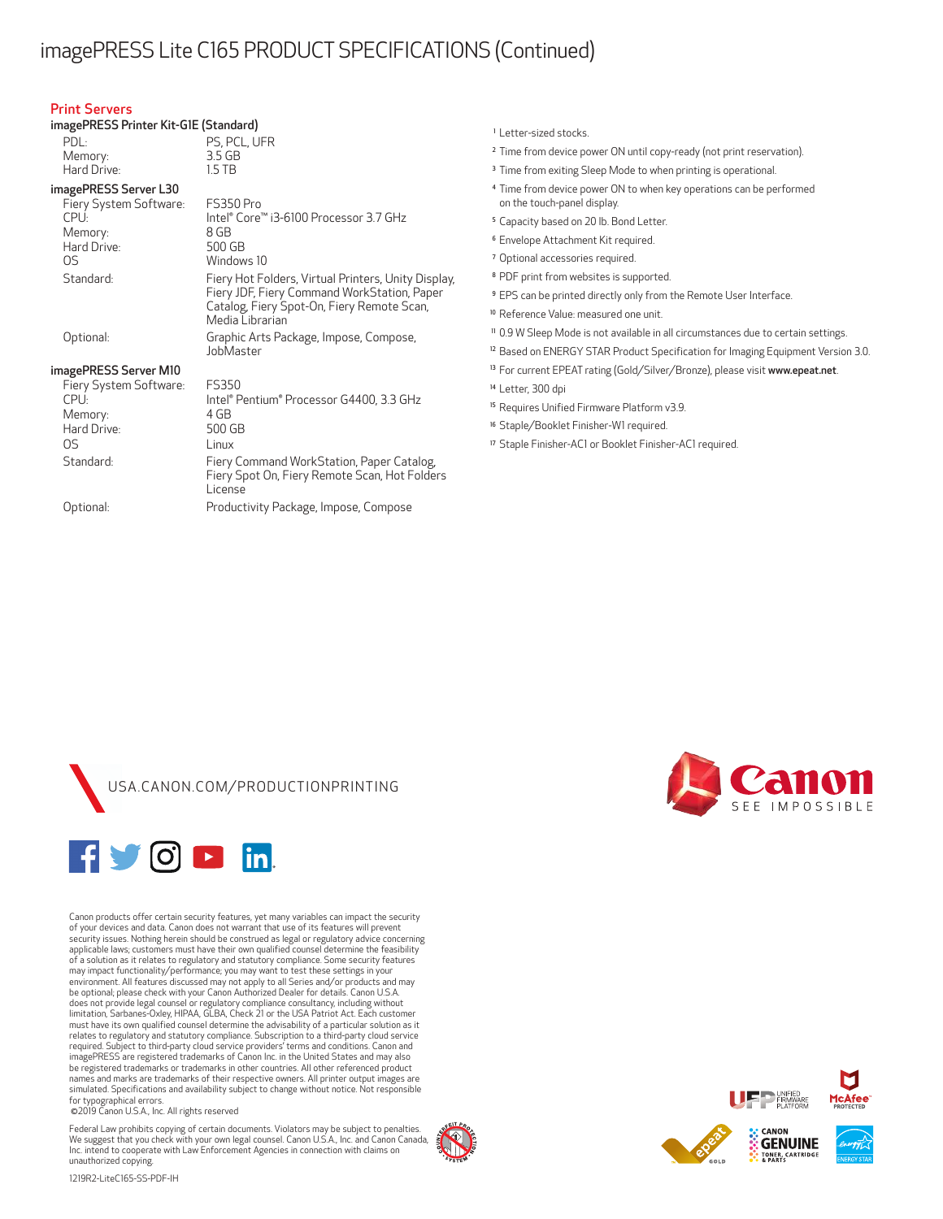# imagePRESS Lite C165 PRODUCT SPECIFICATIONS (Continued)

## Print Servers

### imagePRESS Printer Kit-G1E (Standard)

| | |
|---|---|
| PDL: | PS, PCL, UFR |
| Memory: | 3.5 GB |
| Hard Drive: | 1.5 TB |

### imagePRESS Server L30

| | |
|---|---|
| Fiery System Software: | FS350 Pro |
| CPU: | Intel® Core™ i3-6100 Processor 3.7 GHz |
| Memory: | 8 GB |
| Hard Drive: | 500 GB |
| OS | Windows 10 |
| Standard: | Fiery Hot Folders, Virtual Printers, Unity Display, Fiery JDF, Fiery Command WorkStation, Paper Catalog, Fiery Spot-On, Fiery Remote Scan, Media Librarian |
| Optional: | Graphic Arts Package, Impose, Compose, JobMaster |

### imagePRESS Server M10

| | |
|---|---|
| Fiery System Software: | FS350 |
| CPU: | Intel® Pentium® Processor G4400, 3.3 GHz |
| Memory: | 4 GB |
| Hard Drive: | 500 GB |
| OS | Linux |
| Standard: | Fiery Command WorkStation, Paper Catalog, Fiery Spot On, Fiery Remote Scan, Hot Folders License |
| Optional: | Productivity Package, Impose, Compose |

[1] Letter-sized stocks.
[2] Time from device power ON until copy-ready (not print reservation).
[3] Time from exiting Sleep Mode to when printing is operational.
[4] Time from device power ON to when key operations can be performed on the touch-panel display.
[5] Capacity based on 20 lb. Bond Letter.
[6] Envelope Attachment Kit required.
[7] Optional accessories required.
[8] PDF print from websites is supported.
[9] EPS can be printed directly only from the Remote User Interface.
[10] Reference Value: measured one unit.
[11] 0.9 W Sleep Mode is not available in all circumstances due to certain settings.
[12] Based on ENERGY STAR Product Specification for Imaging Equipment Version 3.0.
[13] For current EPEAT rating (Gold/Silver/Bronze), please visit **www.epeat.net**.
[14] Letter, 300 dpi
[15] Requires Unified Firmware Platform v3.9.
[16] Staple/Booklet Finisher-W1 required.
[17] Staple Finisher-AC1 or Booklet Finisher-AC1 required.

USA.CANON.COM/PRODUCTIONPRINTING

Canon SEE IMPOSSIBLE

Canon products offer certain security features, yet many variables can impact the security of your devices and data. Canon does not warrant that use of its features will prevent security issues. Nothing herein should be construed as legal or regulatory advice concerning applicable laws; customers must have their own qualified counsel determine the feasibility of a solution as it relates to regulatory and statutory compliance. Some security features may impact functionality/performance; you may want to test these settings in your environment. All features discussed may not apply to all Series and/or products and may be optional; please check with your Canon Authorized Dealer for details. Canon U.S.A. does not provide legal counsel or regulatory compliance consultancy, including without limitation, Sarbanes-Oxley, HIPAA, GLBA, Check 21 or the USA Patriot Act. Each customer must have its own qualified counsel determine the advisability of a particular solution as it relates to regulatory and statutory compliance. Subscription to a third-party cloud service required. Subject to third-party cloud service providers' terms and conditions. Canon and imagePRESS are registered trademarks of Canon Inc. in the United States and may also be registered trademarks or trademarks in other countries. All other referenced product names and marks are trademarks of their respective owners. All printer output images are simulated. Specifications and availability subject to change without notice. Not responsible for typographical errors.
©2019 Canon U.S.A., Inc. All rights reserved

Federal Law prohibits copying of certain documents. Violators may be subject to penalties. We suggest that you check with your own legal counsel. Canon U.S.A., Inc. and Canon Canada, Inc. intend to cooperate with Law Enforcement Agencies in connection with claims on unauthorized copying.

1219R2-LiteC165-SS-PDF-IH